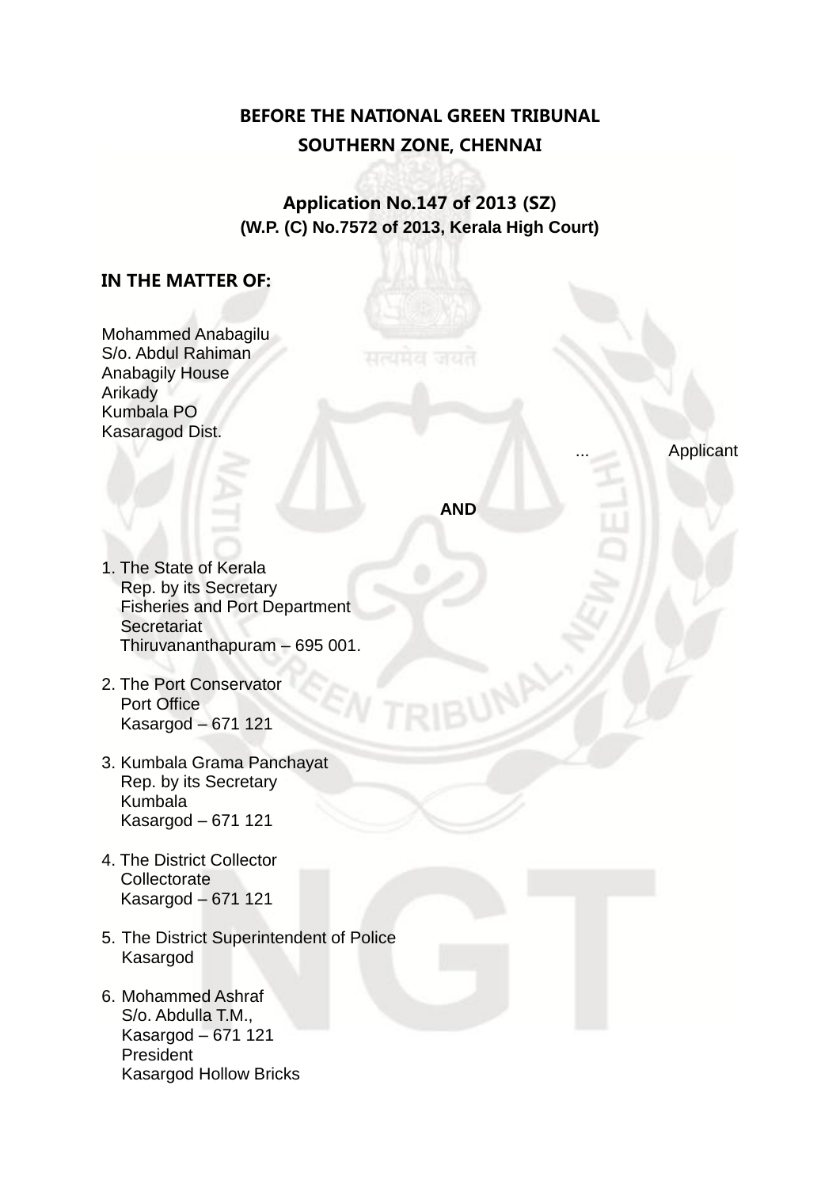**BEFORE THE NATIONAL GREEN TRIBUNAL**
**SOUTHERN ZONE, CHENNAI**

**Application No.147 of 2013 (SZ)**
**(W.P. (C) No.7572 of 2013, Kerala High Court)**

**IN THE MATTER OF:**

Mohammed Anabagilu
S/o. Abdul Rahiman
Anabagily House
Arikady
Kumbala PO
Kasaragod Dist.

... Applicant

**AND**

1. The State of Kerala
   Rep. by its Secretary
   Fisheries and Port Department
   Secretariat
   Thiruvananthapuram – 695 001.

2. The Port Conservator
   Port Office
   Kasargod – 671 121

3. Kumbala Grama Panchayat
   Rep. by its Secretary
   Kumbala
   Kasargod – 671 121

4. The District Collector
   Collectorate
   Kasargod – 671 121

5. The District Superintendent of Police
   Kasargod

6. Mohammed Ashraf
   S/o. Abdulla T.M.,
   Kasargod – 671 121
   President
   Kasargod Hollow Bricks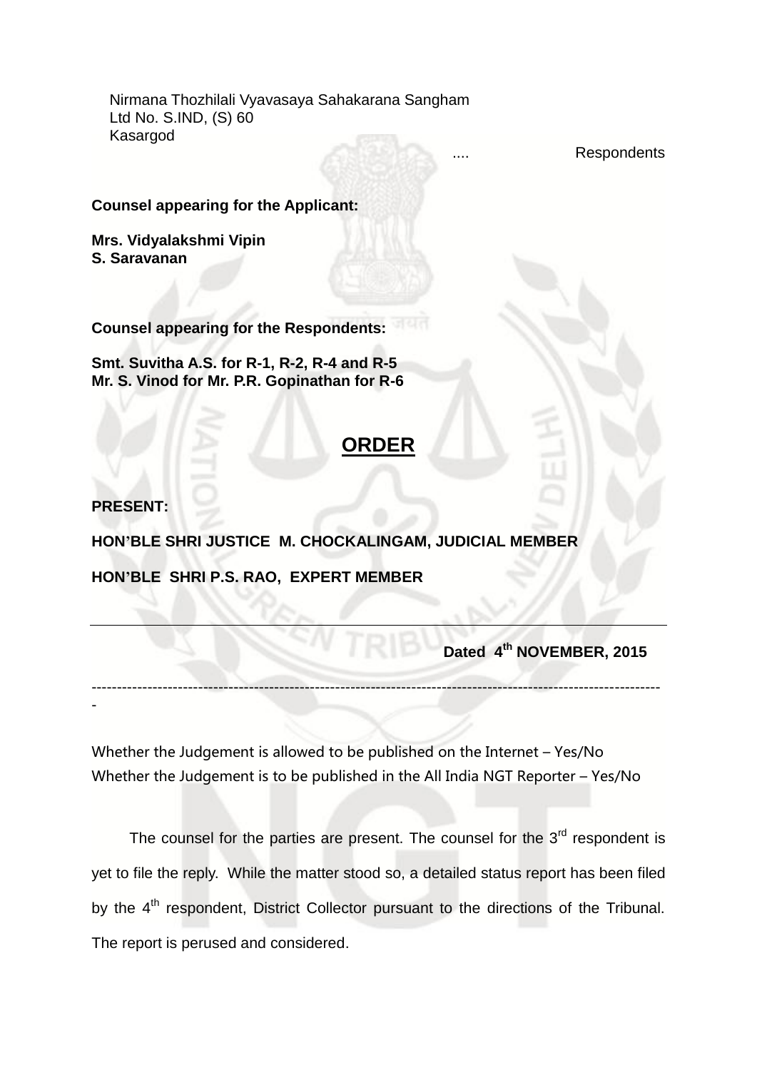Nirmana Thozhilali Vyavasaya Sahakarana Sangham
Ltd No. S.IND, (S) 60
Kasargod

.... Respondents

**Counsel appearing for the Applicant:**

**Mrs. Vidyalakshmi Vipin**
**S. Saravanan**

**Counsel appearing for the Respondents:**

**Smt. Suvitha A.S. for R-1, R-2, R-4 and R-5**
**Mr. S. Vinod for Mr. P.R. Gopinathan for R-6**

## ORDER

**PRESENT:**

**HON'BLE SHRI JUSTICE M. CHOCKALINGAM, JUDICIAL MEMBER**

**HON'BLE SHRI P.S. RAO, EXPERT MEMBER**

---

**Dated 4th NOVEMBER, 2015**

---

Whether the Judgement is allowed to be published on the Internet – Yes/No
Whether the Judgement is to be published in the All India NGT Reporter – Yes/No

The counsel for the parties are present. The counsel for the 3rd respondent is yet to file the reply. While the matter stood so, a detailed status report has been filed by the 4th respondent, District Collector pursuant to the directions of the Tribunal. The report is perused and considered.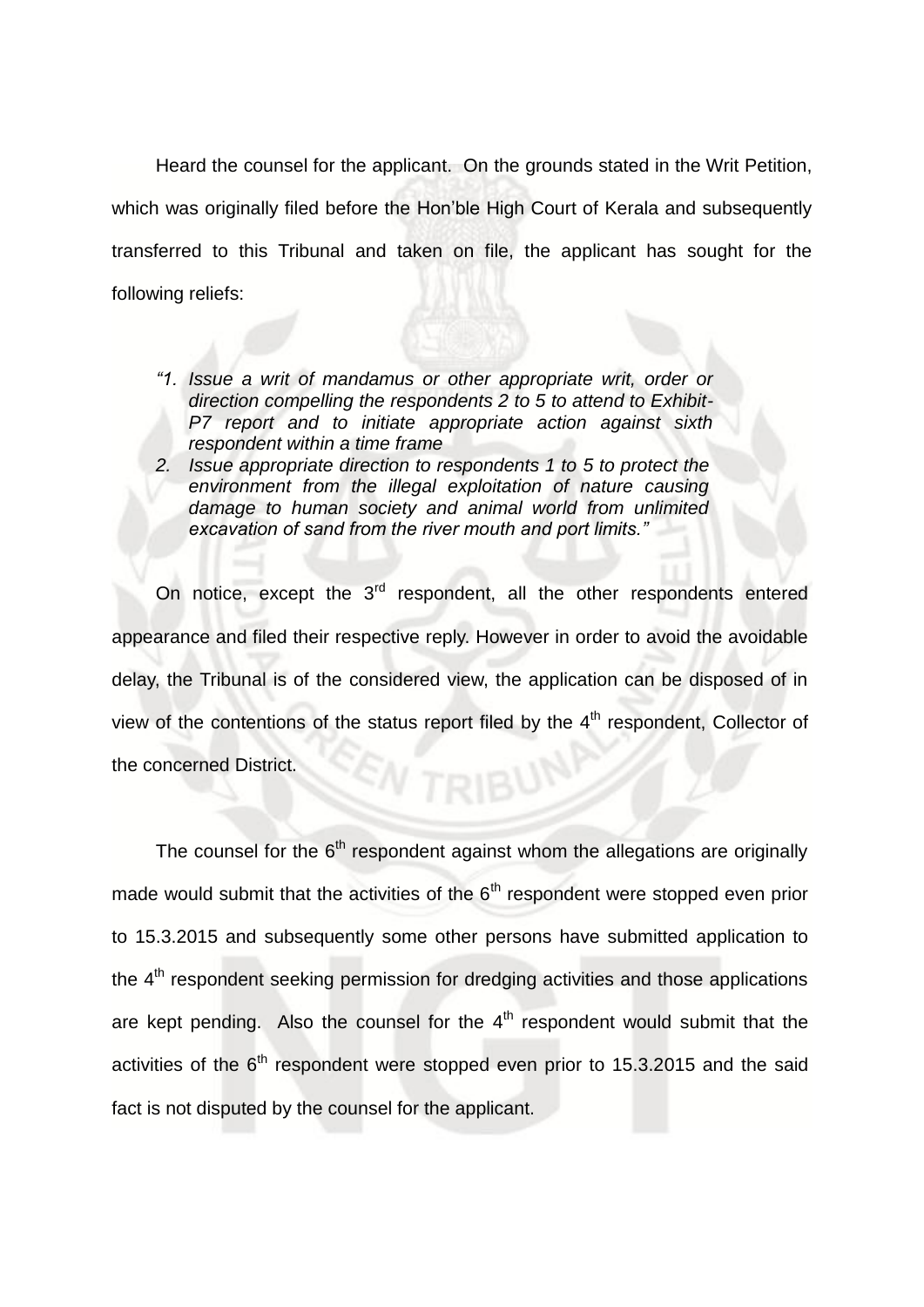Heard the counsel for the applicant. On the grounds stated in the Writ Petition, which was originally filed before the Hon'ble High Court of Kerala and subsequently transferred to this Tribunal and taken on file, the applicant has sought for the following reliefs:

> *"1. Issue a writ of mandamus or other appropriate writ, order or direction compelling the respondents 2 to 5 to attend to Exhibit-P7 report and to initiate appropriate action against sixth respondent within a time frame*
>
> *2. Issue appropriate direction to respondents 1 to 5 to protect the environment from the illegal exploitation of nature causing damage to human society and animal world from unlimited excavation of sand from the river mouth and port limits."*

On notice, except the 3rd respondent, all the other respondents entered appearance and filed their respective reply. However in order to avoid the avoidable delay, the Tribunal is of the considered view, the application can be disposed of in view of the contentions of the status report filed by the 4th respondent, Collector of the concerned District.

The counsel for the 6th respondent against whom the allegations are originally made would submit that the activities of the 6th respondent were stopped even prior to 15.3.2015 and subsequently some other persons have submitted application to the 4th respondent seeking permission for dredging activities and those applications are kept pending. Also the counsel for the 4th respondent would submit that the activities of the 6th respondent were stopped even prior to 15.3.2015 and the said fact is not disputed by the counsel for the applicant.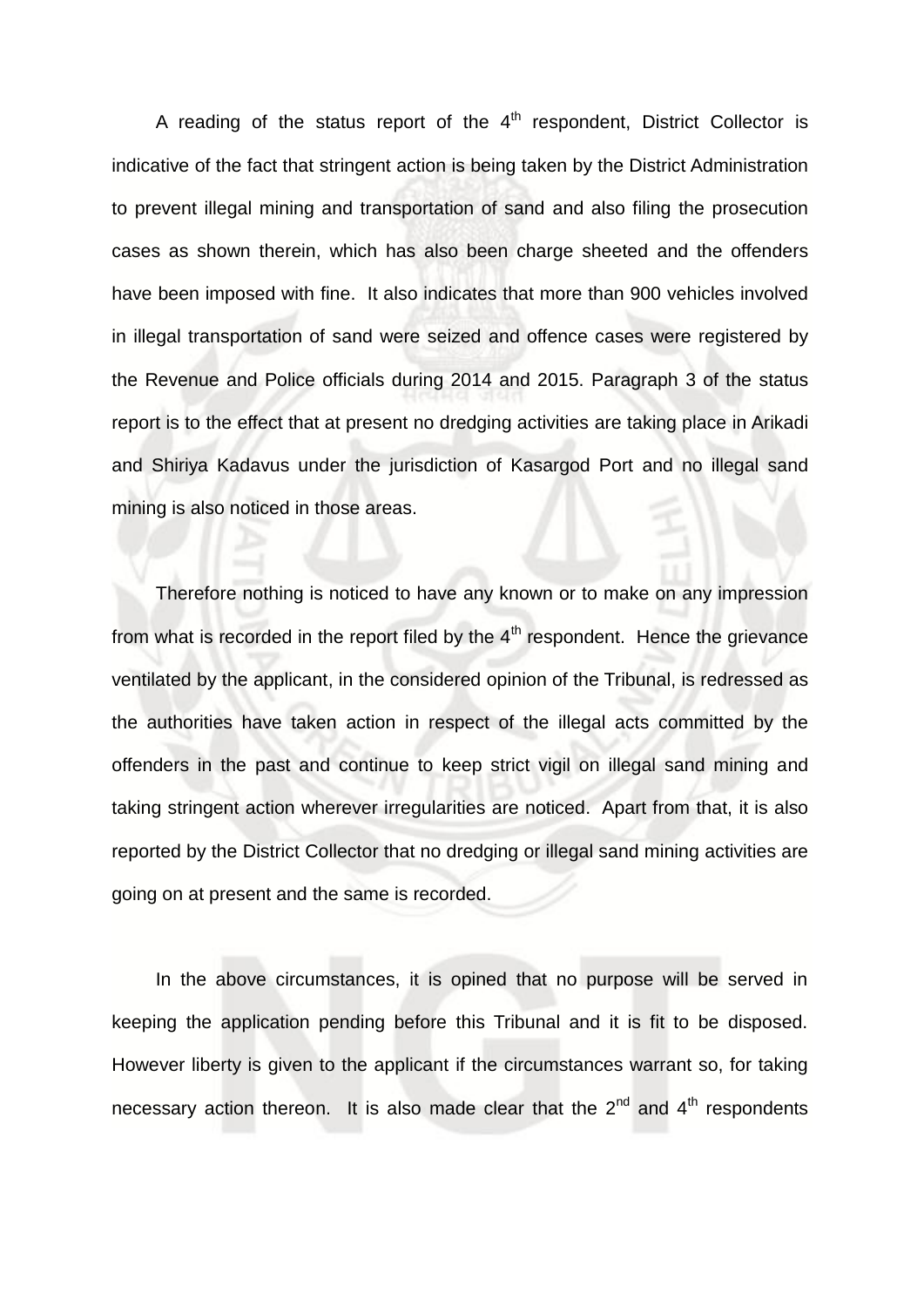A reading of the status report of the 4th respondent, District Collector is indicative of the fact that stringent action is being taken by the District Administration to prevent illegal mining and transportation of sand and also filing the prosecution cases as shown therein, which has also been charge sheeted and the offenders have been imposed with fine. It also indicates that more than 900 vehicles involved in illegal transportation of sand were seized and offence cases were registered by the Revenue and Police officials during 2014 and 2015. Paragraph 3 of the status report is to the effect that at present no dredging activities are taking place in Arikadi and Shiriya Kadavus under the jurisdiction of Kasargod Port and no illegal sand mining is also noticed in those areas.

Therefore nothing is noticed to have any known or to make on any impression from what is recorded in the report filed by the 4th respondent. Hence the grievance ventilated by the applicant, in the considered opinion of the Tribunal, is redressed as the authorities have taken action in respect of the illegal acts committed by the offenders in the past and continue to keep strict vigil on illegal sand mining and taking stringent action wherever irregularities are noticed. Apart from that, it is also reported by the District Collector that no dredging or illegal sand mining activities are going on at present and the same is recorded.

In the above circumstances, it is opined that no purpose will be served in keeping the application pending before this Tribunal and it is fit to be disposed. However liberty is given to the applicant if the circumstances warrant so, for taking necessary action thereon. It is also made clear that the 2nd and 4th respondents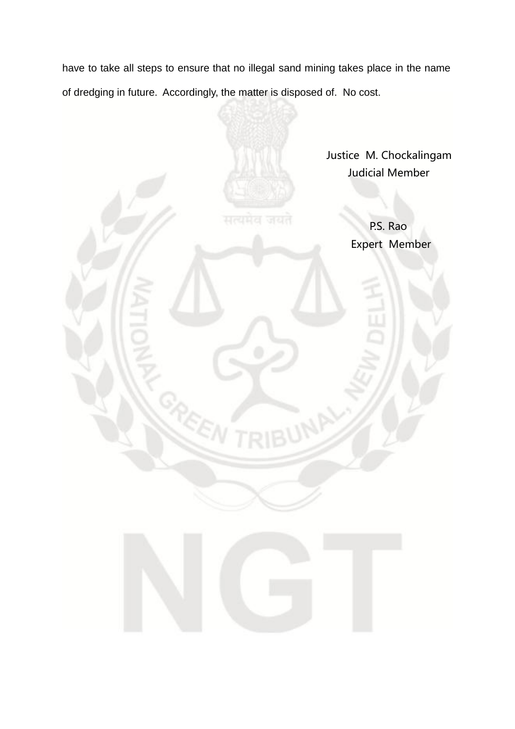have to take all steps to ensure that no illegal sand mining takes place in the name of dredging in future. Accordingly, the matter is disposed of. No cost.

Justice M. Chockalingam
Judicial Member

P.S. Rao
Expert Member